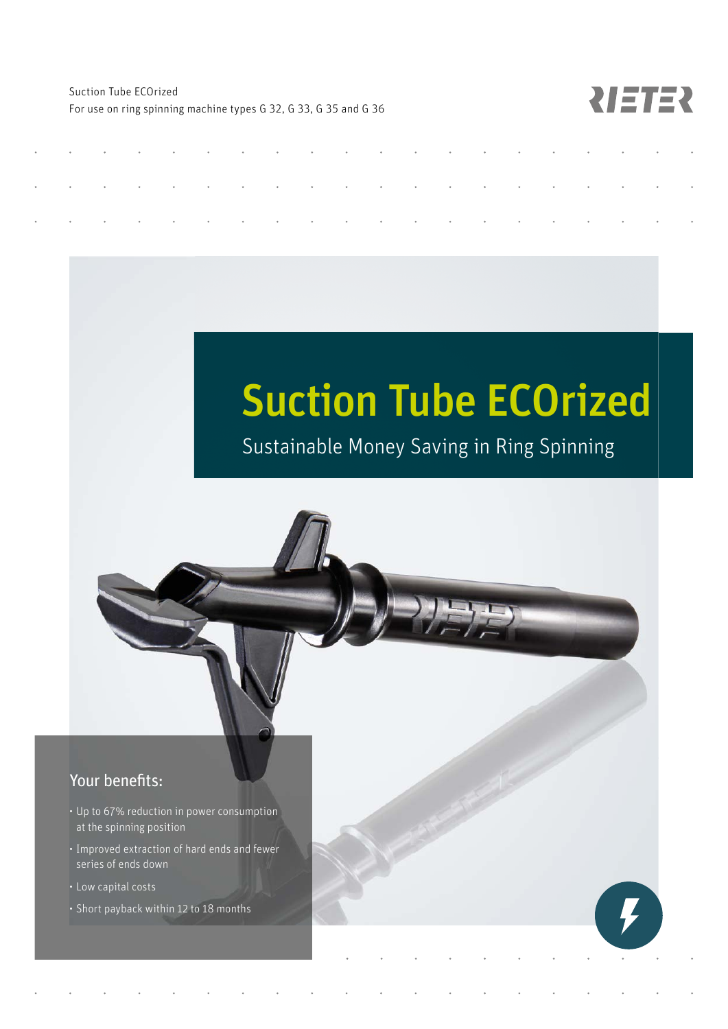Suction Tube ECOrized
For use on ring spinning machine types G 32, G 33, G 35 and G 36

# Suction Tube ECOrized

## Sustainable Money Saving in Ring Spinning

### Your benefits:

- Up to 67% reduction in power consumption at the spinning position
- Improved extraction of hard ends and fewer series of ends down
- Low capital costs
- Short payback within 12 to 18 months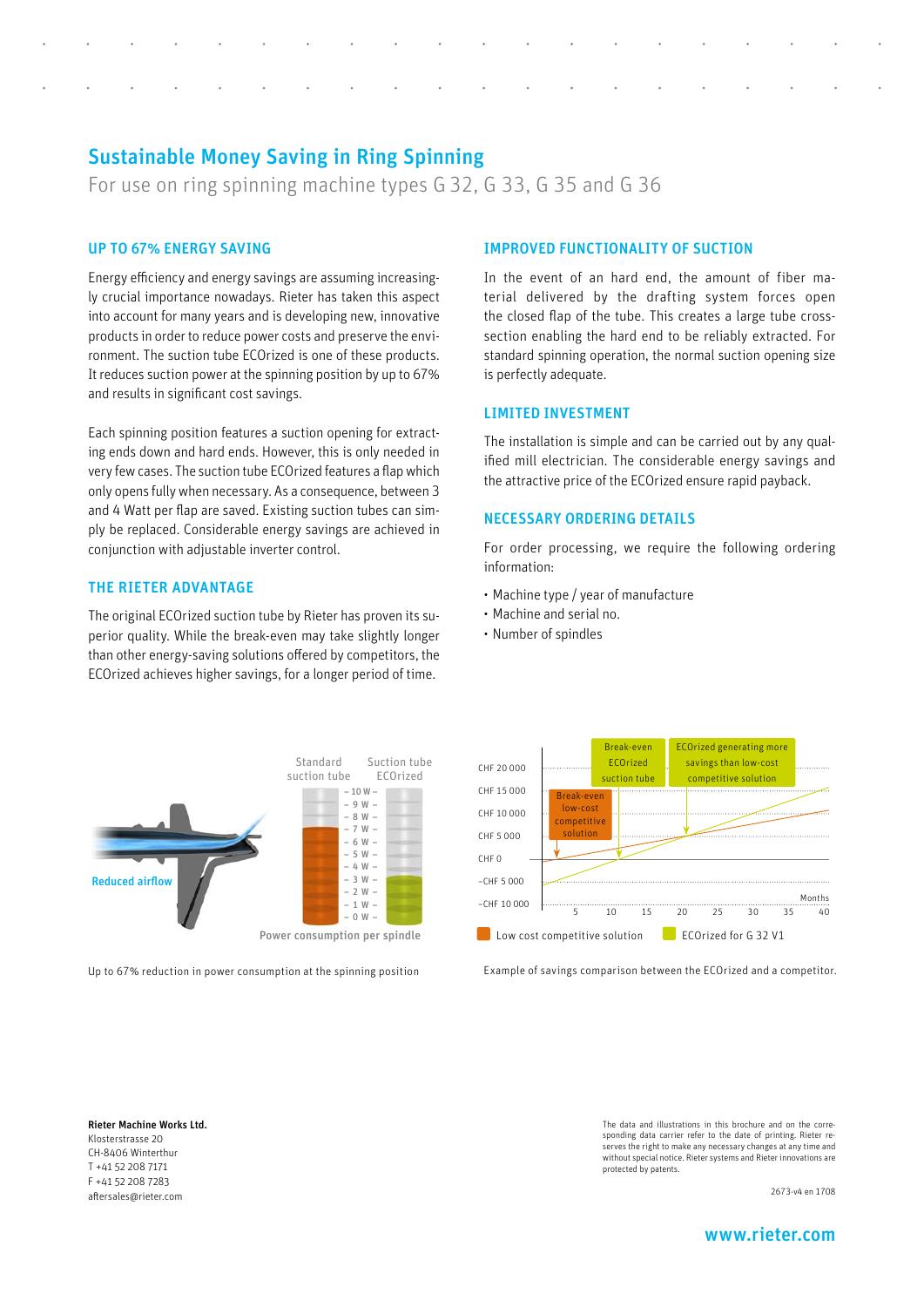# Sustainable Money Saving in Ring Spinning

For use on ring spinning machine types G 32, G 33, G 35 and G 36

## UP TO 67% ENERGY SAVING

Energy efficiency and energy savings are assuming increasingly crucial importance nowadays. Rieter has taken this aspect into account for many years and is developing new, innovative products in order to reduce power costs and preserve the environment. The suction tube ECOrized is one of these products. It reduces suction power at the spinning position by up to 67% and results in significant cost savings.

Each spinning position features a suction opening for extracting ends down and hard ends. However, this is only needed in very few cases. The suction tube ECOrized features a flap which only opens fully when necessary. As a consequence, between 3 and 4 Watt per flap are saved. Existing suction tubes can simply be replaced. Considerable energy savings are achieved in conjunction with adjustable inverter control.

## THE RIETER ADVANTAGE

The original ECOrized suction tube by Rieter has proven its superior quality. While the break-even may take slightly longer than other energy-saving solutions offered by competitors, the ECOrized achieves higher savings, for a longer period of time.

## IMPROVED FUNCTIONALITY OF SUCTION

In the event of an hard end, the amount of fiber material delivered by the drafting system forces open the closed flap of the tube. This creates a large tube cross-section enabling the hard end to be reliably extracted. For standard spinning operation, the normal suction opening size is perfectly adequate.

## LIMITED INVESTMENT

The installation is simple and can be carried out by any qualified mill electrician. The considerable energy savings and the attractive price of the ECOrized ensure rapid payback.

## NECESSARY ORDERING DETAILS

For order processing, we require the following ordering information:

- Machine type / year of manufacture
- Machine and serial no.
- Number of spindles

Reduced airflow

Standard suction tube

Suction tube ECOrized

10 W, 9 W, 8 W, 7 W, 6 W, 5 W, 4 W, 3 W, 2 W, 1 W, 0 W

Power consumption per spindle

Up to 67% reduction in power consumption at the spinning position

CHF 20 000, CHF 15 000, CHF 10 000, CHF 5 000, CHF 0, –CHF 5 000, –CHF 10 000

Months: 5, 10, 15, 20, 25, 30, 35, 40

Break-even low-cost competitive solution

Break-even ECOrized suction tube

ECOrized generating more savings than low-cost competitive solution

Low cost competitive solution

ECOrized for G 32 V1

Example of savings comparison between the ECOrized and a competitor.

**Rieter Machine Works Ltd.**
Klosterstrasse 20
CH-8406 Winterthur
T +41 52 208 7171
F +41 52 208 7283
aftersales@rieter.com

The data and illustrations in this brochure and on the corresponding data carrier refer to the date of printing. Rieter reserves the right to make any necessary changes at any time and without special notice. Rieter systems and Rieter innovations are protected by patents.

2673-v4 en 1708

www.rieter.com